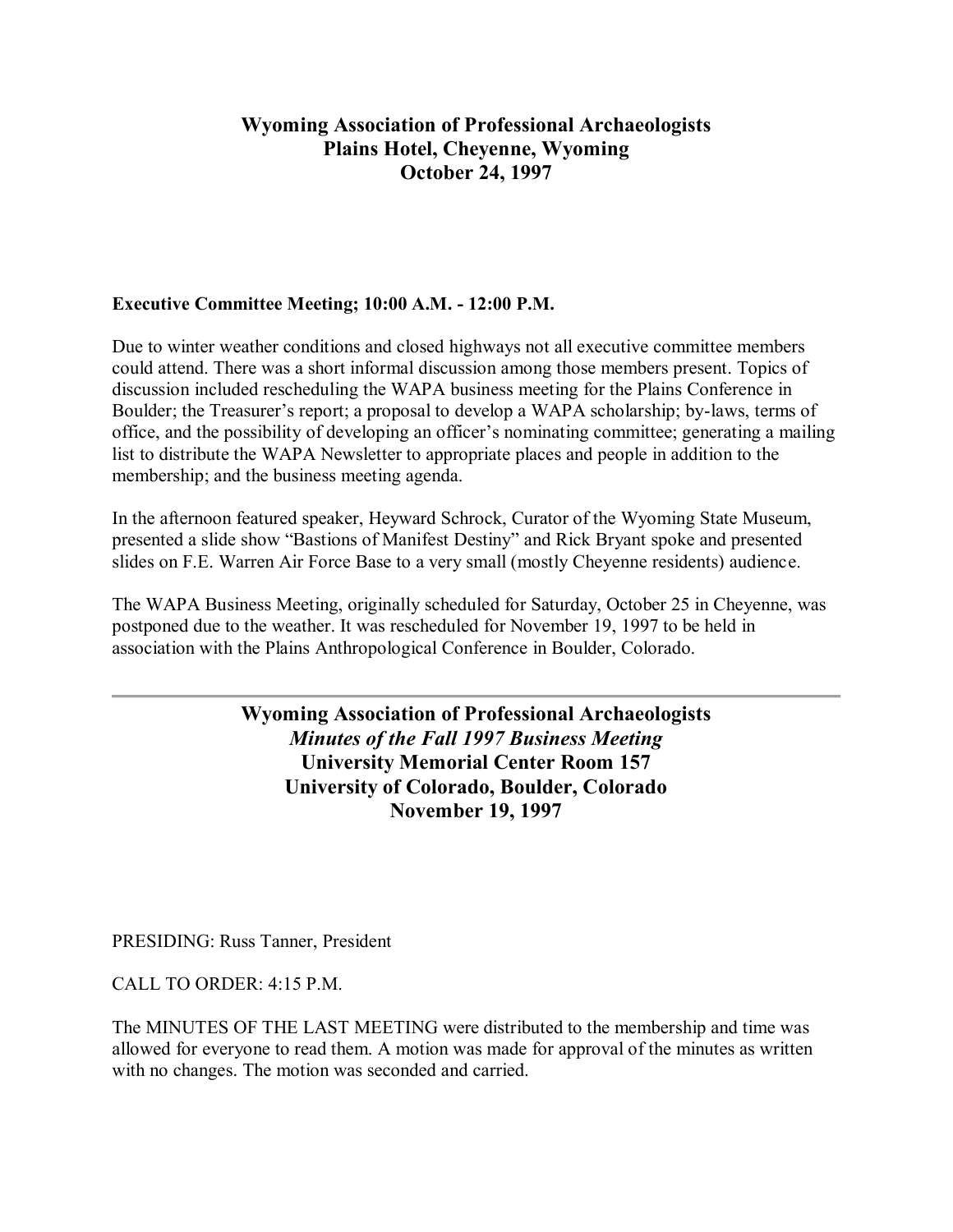# Wyoming Association of Professional Archaeologists
# Plains Hotel, Cheyenne, Wyoming
# October 24, 1997

**Executive Committee Meeting; 10:00 A.M. - 12:00 P.M.**

Due to winter weather conditions and closed highways not all executive committee members could attend. There was a short informal discussion among those members present. Topics of discussion included rescheduling the WAPA business meeting for the Plains Conference in Boulder; the Treasurer's report; a proposal to develop a WAPA scholarship; by-laws, terms of office, and the possibility of developing an officer's nominating committee; generating a mailing list to distribute the WAPA Newsletter to appropriate places and people in addition to the membership; and the business meeting agenda.

In the afternoon featured speaker, Heyward Schrock, Curator of the Wyoming State Museum, presented a slide show "Bastions of Manifest Destiny" and Rick Bryant spoke and presented slides on F.E. Warren Air Force Base to a very small (mostly Cheyenne residents) audience.

The WAPA Business Meeting, originally scheduled for Saturday, October 25 in Cheyenne, was postponed due to the weather. It was rescheduled for November 19, 1997 to be held in association with the Plains Anthropological Conference in Boulder, Colorado.

---

# Wyoming Association of Professional Archaeologists
## *Minutes of the Fall 1997 Business Meeting*
## University Memorial Center Room 157
## University of Colorado, Boulder, Colorado
## November 19, 1997

PRESIDING: Russ Tanner, President

CALL TO ORDER: 4:15 P.M.

The MINUTES OF THE LAST MEETING were distributed to the membership and time was allowed for everyone to read them. A motion was made for approval of the minutes as written with no changes. The motion was seconded and carried.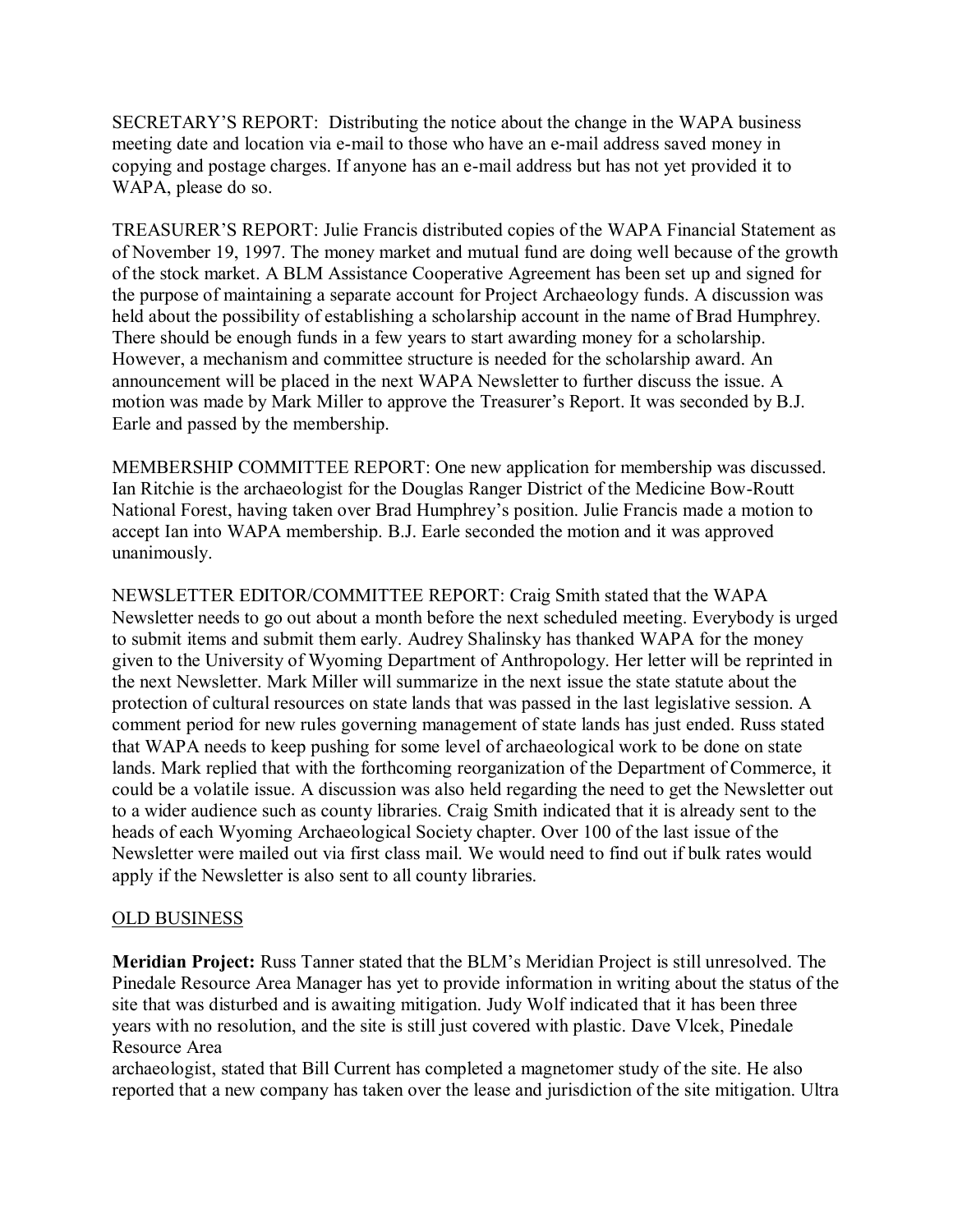SECRETARY'S REPORT: Distributing the notice about the change in the WAPA business meeting date and location via e-mail to those who have an e-mail address saved money in copying and postage charges. If anyone has an e-mail address but has not yet provided it to WAPA, please do so.

TREASURER'S REPORT: Julie Francis distributed copies of the WAPA Financial Statement as of November 19, 1997. The money market and mutual fund are doing well because of the growth of the stock market. A BLM Assistance Cooperative Agreement has been set up and signed for the purpose of maintaining a separate account for Project Archaeology funds. A discussion was held about the possibility of establishing a scholarship account in the name of Brad Humphrey. There should be enough funds in a few years to start awarding money for a scholarship. However, a mechanism and committee structure is needed for the scholarship award. An announcement will be placed in the next WAPA Newsletter to further discuss the issue. A motion was made by Mark Miller to approve the Treasurer's Report. It was seconded by B.J. Earle and passed by the membership.

MEMBERSHIP COMMITTEE REPORT: One new application for membership was discussed. Ian Ritchie is the archaeologist for the Douglas Ranger District of the Medicine Bow-Routt National Forest, having taken over Brad Humphrey's position. Julie Francis made a motion to accept Ian into WAPA membership. B.J. Earle seconded the motion and it was approved unanimously.

NEWSLETTER EDITOR/COMMITTEE REPORT: Craig Smith stated that the WAPA Newsletter needs to go out about a month before the next scheduled meeting. Everybody is urged to submit items and submit them early. Audrey Shalinsky has thanked WAPA for the money given to the University of Wyoming Department of Anthropology. Her letter will be reprinted in the next Newsletter. Mark Miller will summarize in the next issue the state statute about the protection of cultural resources on state lands that was passed in the last legislative session. A comment period for new rules governing management of state lands has just ended. Russ stated that WAPA needs to keep pushing for some level of archaeological work to be done on state lands. Mark replied that with the forthcoming reorganization of the Department of Commerce, it could be a volatile issue. A discussion was also held regarding the need to get the Newsletter out to a wider audience such as county libraries. Craig Smith indicated that it is already sent to the heads of each Wyoming Archaeological Society chapter. Over 100 of the last issue of the Newsletter were mailed out via first class mail. We would need to find out if bulk rates would apply if the Newsletter is also sent to all county libraries.

## OLD BUSINESS

**Meridian Project:** Russ Tanner stated that the BLM's Meridian Project is still unresolved. The Pinedale Resource Area Manager has yet to provide information in writing about the status of the site that was disturbed and is awaiting mitigation. Judy Wolf indicated that it has been three years with no resolution, and the site is still just covered with plastic. Dave Vlcek, Pinedale Resource Area archaeologist, stated that Bill Current has completed a magnetomer study of the site. He also reported that a new company has taken over the lease and jurisdiction of the site mitigation. Ultra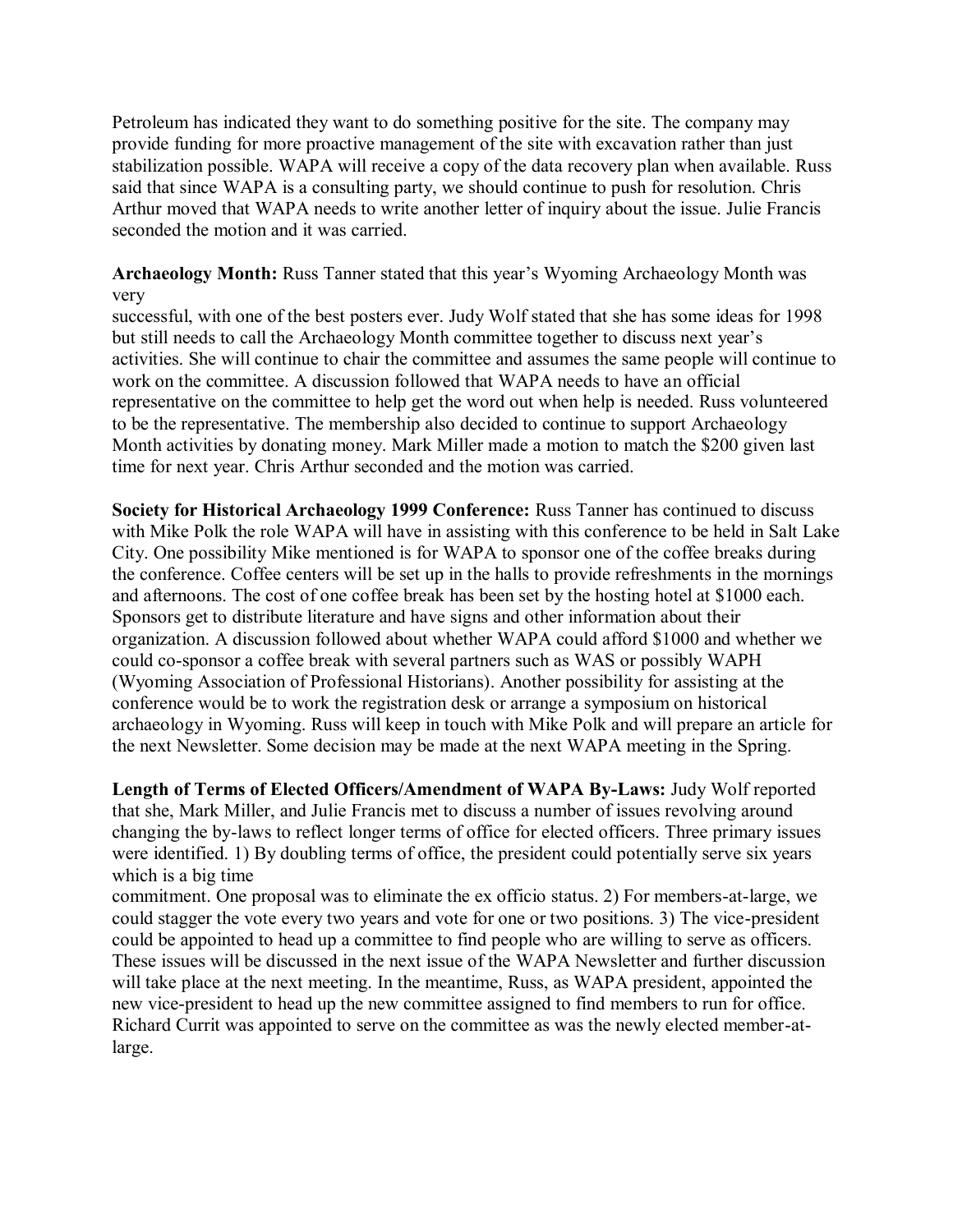Petroleum has indicated they want to do something positive for the site. The company may provide funding for more proactive management of the site with excavation rather than just stabilization possible. WAPA will receive a copy of the data recovery plan when available. Russ said that since WAPA is a consulting party, we should continue to push for resolution. Chris Arthur moved that WAPA needs to write another letter of inquiry about the issue. Julie Francis seconded the motion and it was carried.

**Archaeology Month:** Russ Tanner stated that this year's Wyoming Archaeology Month was very successful, with one of the best posters ever. Judy Wolf stated that she has some ideas for 1998 but still needs to call the Archaeology Month committee together to discuss next year's activities. She will continue to chair the committee and assumes the same people will continue to work on the committee. A discussion followed that WAPA needs to have an official representative on the committee to help get the word out when help is needed. Russ volunteered to be the representative. The membership also decided to continue to support Archaeology Month activities by donating money. Mark Miller made a motion to match the $200 given last time for next year. Chris Arthur seconded and the motion was carried.

**Society for Historical Archaeology 1999 Conference:** Russ Tanner has continued to discuss with Mike Polk the role WAPA will have in assisting with this conference to be held in Salt Lake City. One possibility Mike mentioned is for WAPA to sponsor one of the coffee breaks during the conference. Coffee centers will be set up in the halls to provide refreshments in the mornings and afternoons. The cost of one coffee break has been set by the hosting hotel at $1000 each. Sponsors get to distribute literature and have signs and other information about their organization. A discussion followed about whether WAPA could afford $1000 and whether we could co-sponsor a coffee break with several partners such as WAS or possibly WAPH (Wyoming Association of Professional Historians). Another possibility for assisting at the conference would be to work the registration desk or arrange a symposium on historical archaeology in Wyoming. Russ will keep in touch with Mike Polk and will prepare an article for the next Newsletter. Some decision may be made at the next WAPA meeting in the Spring.

**Length of Terms of Elected Officers/Amendment of WAPA By-Laws:** Judy Wolf reported that she, Mark Miller, and Julie Francis met to discuss a number of issues revolving around changing the by-laws to reflect longer terms of office for elected officers. Three primary issues were identified. 1) By doubling terms of office, the president could potentially serve six years which is a big time commitment. One proposal was to eliminate the ex officio status. 2) For members-at-large, we could stagger the vote every two years and vote for one or two positions. 3) The vice-president could be appointed to head up a committee to find people who are willing to serve as officers. These issues will be discussed in the next issue of the WAPA Newsletter and further discussion will take place at the next meeting. In the meantime, Russ, as WAPA president, appointed the new vice-president to head up the new committee assigned to find members to run for office. Richard Currit was appointed to serve on the committee as was the newly elected member-at-large.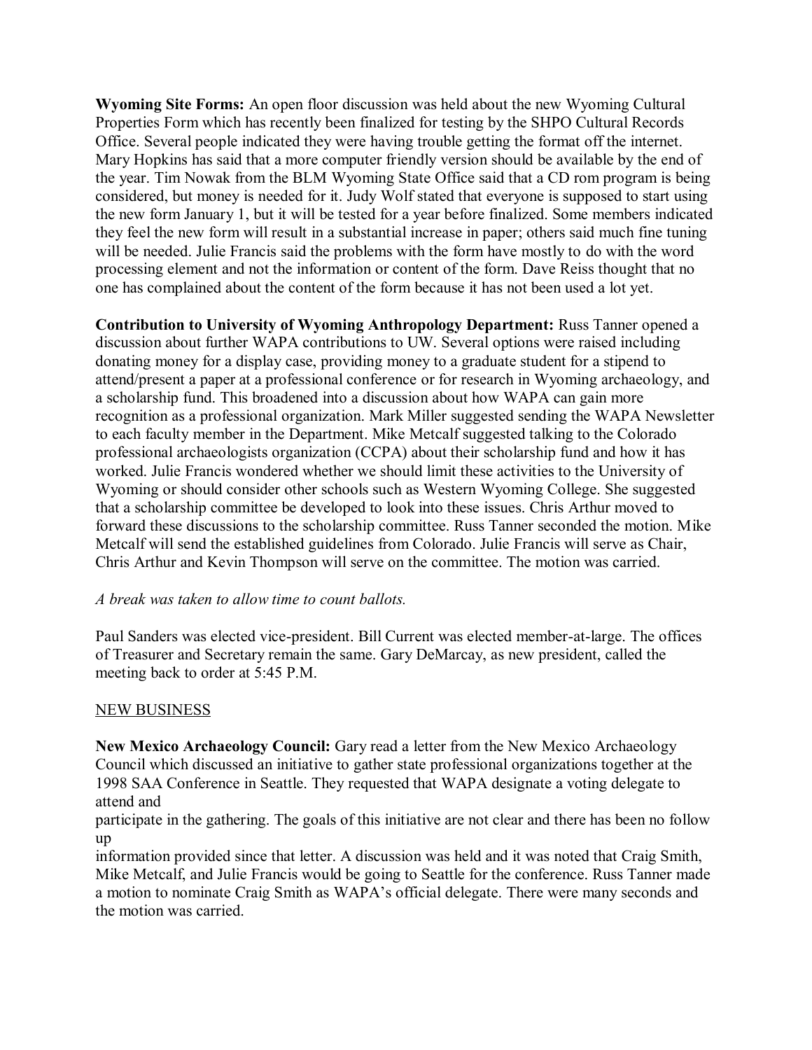**Wyoming Site Forms:** An open floor discussion was held about the new Wyoming Cultural Properties Form which has recently been finalized for testing by the SHPO Cultural Records Office. Several people indicated they were having trouble getting the format off the internet. Mary Hopkins has said that a more computer friendly version should be available by the end of the year. Tim Nowak from the BLM Wyoming State Office said that a CD rom program is being considered, but money is needed for it. Judy Wolf stated that everyone is supposed to start using the new form January 1, but it will be tested for a year before finalized. Some members indicated they feel the new form will result in a substantial increase in paper; others said much fine tuning will be needed. Julie Francis said the problems with the form have mostly to do with the word processing element and not the information or content of the form. Dave Reiss thought that no one has complained about the content of the form because it has not been used a lot yet.

**Contribution to University of Wyoming Anthropology Department:** Russ Tanner opened a discussion about further WAPA contributions to UW. Several options were raised including donating money for a display case, providing money to a graduate student for a stipend to attend/present a paper at a professional conference or for research in Wyoming archaeology, and a scholarship fund. This broadened into a discussion about how WAPA can gain more recognition as a professional organization. Mark Miller suggested sending the WAPA Newsletter to each faculty member in the Department. Mike Metcalf suggested talking to the Colorado professional archaeologists organization (CCPA) about their scholarship fund and how it has worked. Julie Francis wondered whether we should limit these activities to the University of Wyoming or should consider other schools such as Western Wyoming College. She suggested that a scholarship committee be developed to look into these issues. Chris Arthur moved to forward these discussions to the scholarship committee. Russ Tanner seconded the motion. Mike Metcalf will send the established guidelines from Colorado. Julie Francis will serve as Chair, Chris Arthur and Kevin Thompson will serve on the committee. The motion was carried.

*A break was taken to allow time to count ballots.*

Paul Sanders was elected vice-president. Bill Current was elected member-at-large. The offices of Treasurer and Secretary remain the same. Gary DeMarcay, as new president, called the meeting back to order at 5:45 P.M.

## NEW BUSINESS

**New Mexico Archaeology Council:** Gary read a letter from the New Mexico Archaeology Council which discussed an initiative to gather state professional organizations together at the 1998 SAA Conference in Seattle. They requested that WAPA designate a voting delegate to attend and participate in the gathering. The goals of this initiative are not clear and there has been no follow up information provided since that letter. A discussion was held and it was noted that Craig Smith, Mike Metcalf, and Julie Francis would be going to Seattle for the conference. Russ Tanner made a motion to nominate Craig Smith as WAPA's official delegate. There were many seconds and the motion was carried.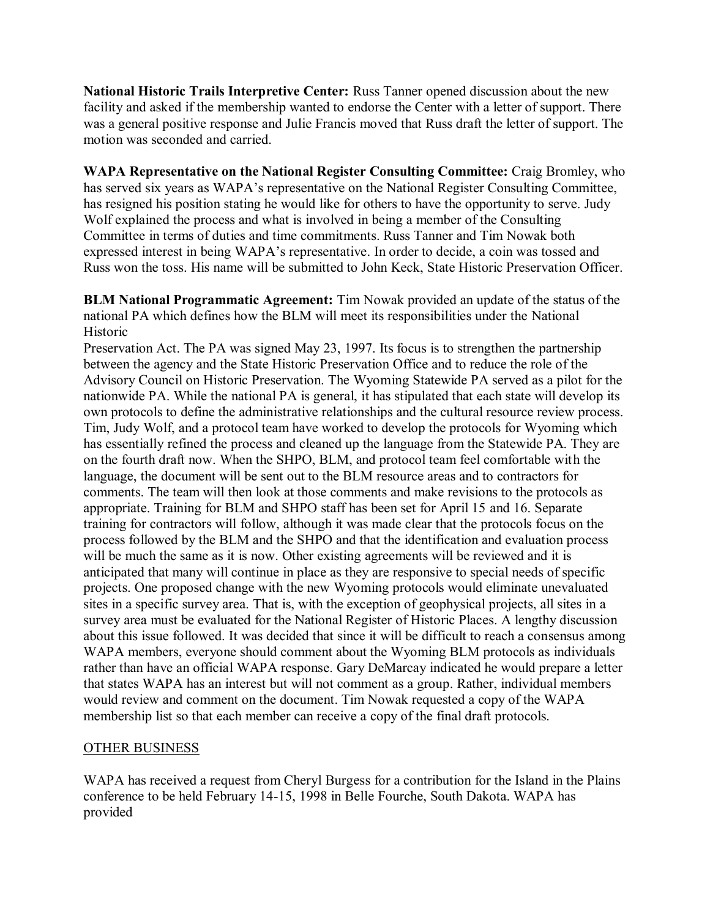**National Historic Trails Interpretive Center:** Russ Tanner opened discussion about the new facility and asked if the membership wanted to endorse the Center with a letter of support. There was a general positive response and Julie Francis moved that Russ draft the letter of support. The motion was seconded and carried.

**WAPA Representative on the National Register Consulting Committee:** Craig Bromley, who has served six years as WAPA's representative on the National Register Consulting Committee, has resigned his position stating he would like for others to have the opportunity to serve. Judy Wolf explained the process and what is involved in being a member of the Consulting Committee in terms of duties and time commitments. Russ Tanner and Tim Nowak both expressed interest in being WAPA's representative. In order to decide, a coin was tossed and Russ won the toss. His name will be submitted to John Keck, State Historic Preservation Officer.

**BLM National Programmatic Agreement:** Tim Nowak provided an update of the status of the national PA which defines how the BLM will meet its responsibilities under the National Historic
Preservation Act. The PA was signed May 23, 1997. Its focus is to strengthen the partnership between the agency and the State Historic Preservation Office and to reduce the role of the Advisory Council on Historic Preservation. The Wyoming Statewide PA served as a pilot for the nationwide PA. While the national PA is general, it has stipulated that each state will develop its own protocols to define the administrative relationships and the cultural resource review process. Tim, Judy Wolf, and a protocol team have worked to develop the protocols for Wyoming which has essentially refined the process and cleaned up the language from the Statewide PA. They are on the fourth draft now. When the SHPO, BLM, and protocol team feel comfortable with the language, the document will be sent out to the BLM resource areas and to contractors for comments. The team will then look at those comments and make revisions to the protocols as appropriate. Training for BLM and SHPO staff has been set for April 15 and 16. Separate training for contractors will follow, although it was made clear that the protocols focus on the process followed by the BLM and the SHPO and that the identification and evaluation process will be much the same as it is now. Other existing agreements will be reviewed and it is anticipated that many will continue in place as they are responsive to special needs of specific projects. One proposed change with the new Wyoming protocols would eliminate unevaluated sites in a specific survey area. That is, with the exception of geophysical projects, all sites in a survey area must be evaluated for the National Register of Historic Places. A lengthy discussion about this issue followed. It was decided that since it will be difficult to reach a consensus among WAPA members, everyone should comment about the Wyoming BLM protocols as individuals rather than have an official WAPA response. Gary DeMarcay indicated he would prepare a letter that states WAPA has an interest but will not comment as a group. Rather, individual members would review and comment on the document. Tim Nowak requested a copy of the WAPA membership list so that each member can receive a copy of the final draft protocols.

<u>OTHER BUSINESS</u>

WAPA has received a request from Cheryl Burgess for a contribution for the Island in the Plains conference to be held February 14-15, 1998 in Belle Fourche, South Dakota. WAPA has provided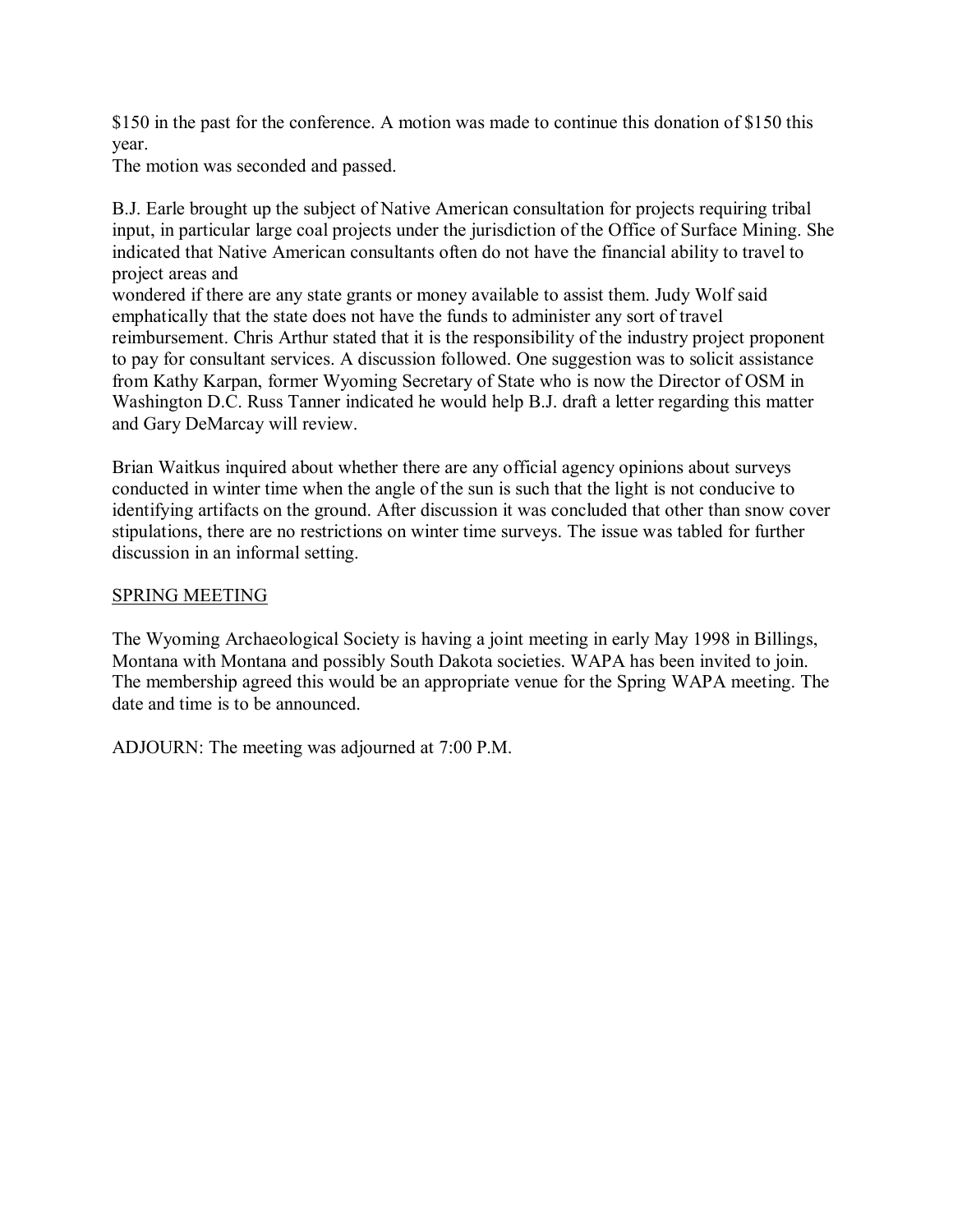$150 in the past for the conference. A motion was made to continue this donation of $150 this year.
The motion was seconded and passed.

B.J. Earle brought up the subject of Native American consultation for projects requiring tribal input, in particular large coal projects under the jurisdiction of the Office of Surface Mining. She indicated that Native American consultants often do not have the financial ability to travel to project areas and
wondered if there are any state grants or money available to assist them. Judy Wolf said emphatically that the state does not have the funds to administer any sort of travel reimbursement. Chris Arthur stated that it is the responsibility of the industry project proponent to pay for consultant services. A discussion followed. One suggestion was to solicit assistance from Kathy Karpan, former Wyoming Secretary of State who is now the Director of OSM in Washington D.C. Russ Tanner indicated he would help B.J. draft a letter regarding this matter and Gary DeMarcay will review.

Brian Waitkus inquired about whether there are any official agency opinions about surveys conducted in winter time when the angle of the sun is such that the light is not conducive to identifying artifacts on the ground. After discussion it was concluded that other than snow cover stipulations, there are no restrictions on winter time surveys. The issue was tabled for further discussion in an informal setting.

<u>SPRING MEETING</u>

The Wyoming Archaeological Society is having a joint meeting in early May 1998 in Billings, Montana with Montana and possibly South Dakota societies. WAPA has been invited to join. The membership agreed this would be an appropriate venue for the Spring WAPA meeting. The date and time is to be announced.

ADJOURN: The meeting was adjourned at 7:00 P.M.